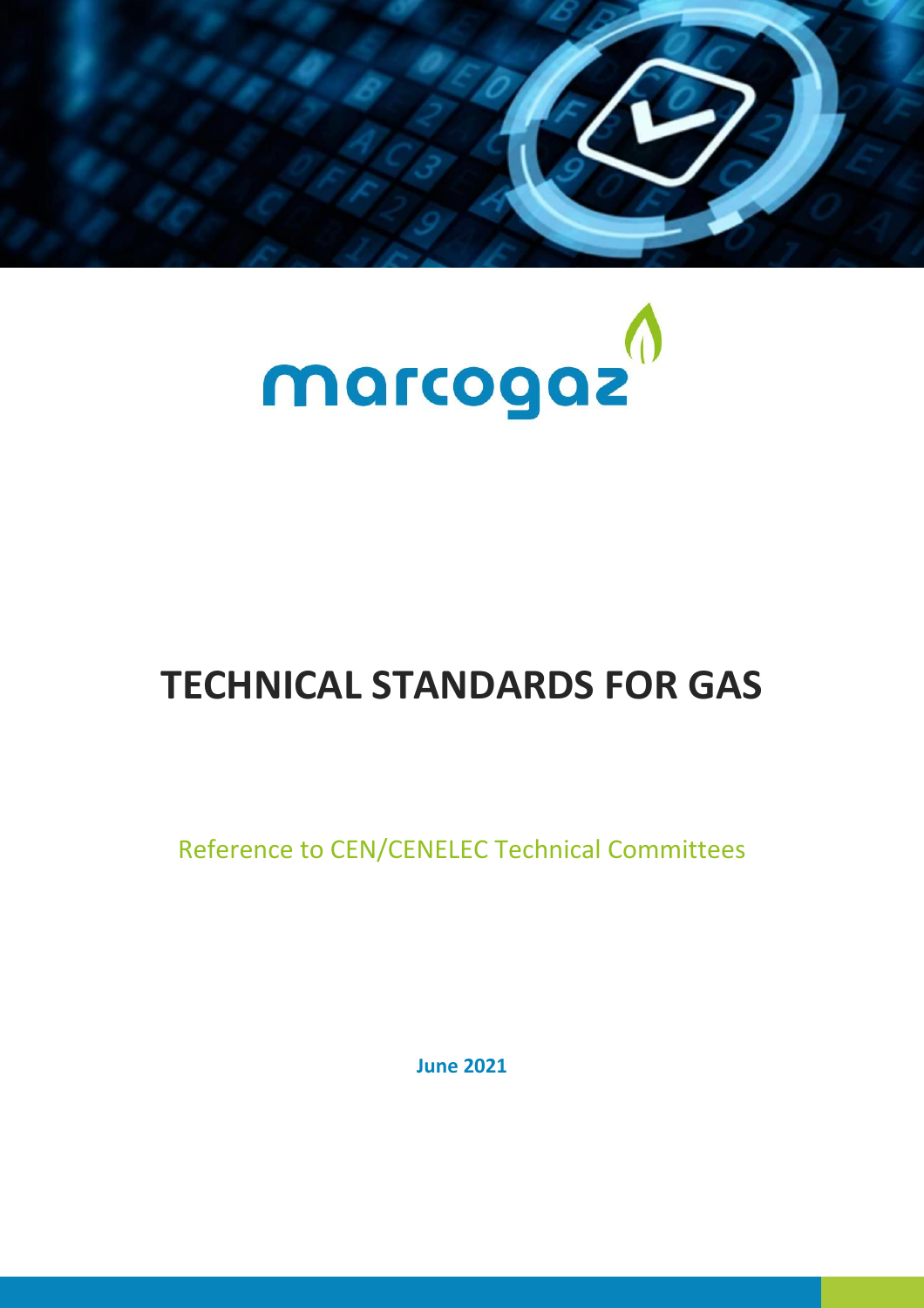marcogaz

# TECHNICAL STANDARDS FOR GAS

Reference to CEN/CENELEC Technical Committees

**June 2021**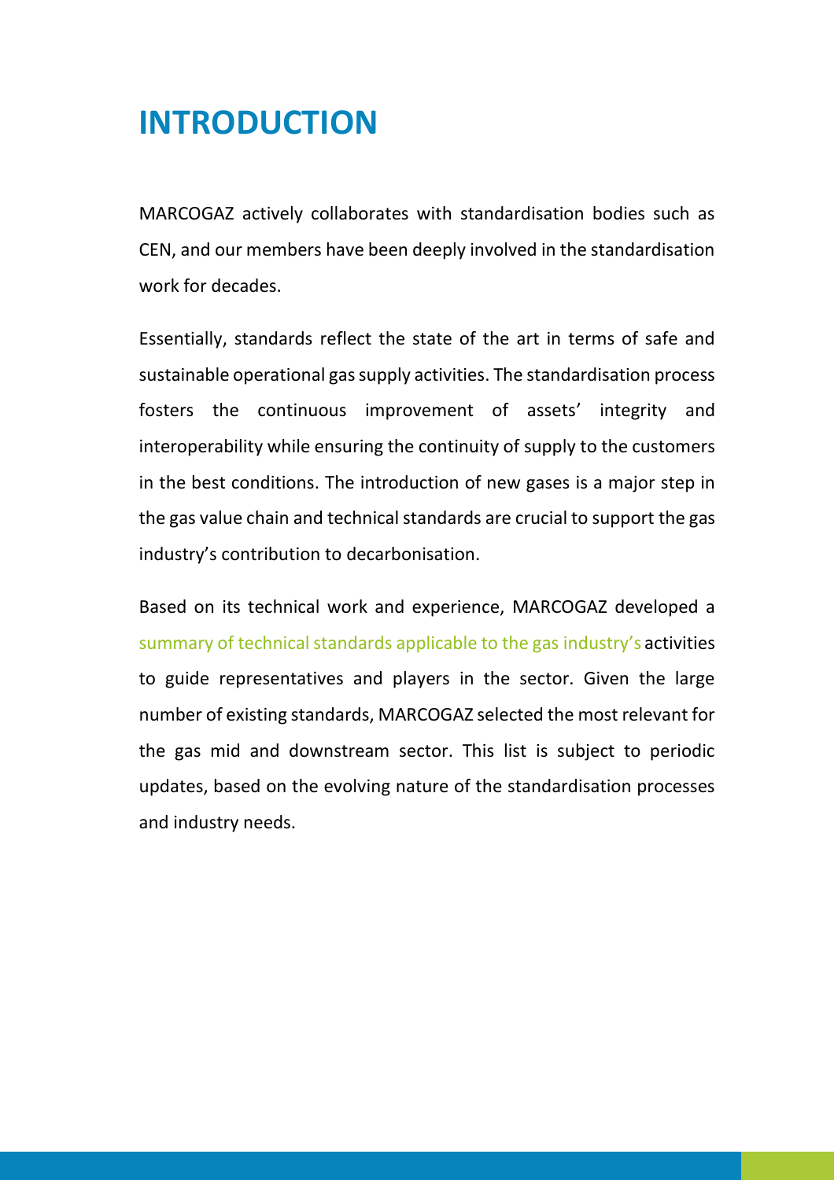# INTRODUCTION

MARCOGAZ actively collaborates with standardisation bodies such as CEN, and our members have been deeply involved in the standardisation work for decades.

Essentially, standards reflect the state of the art in terms of safe and sustainable operational gas supply activities. The standardisation process fosters the continuous improvement of assets' integrity and interoperability while ensuring the continuity of supply to the customers in the best conditions. The introduction of new gases is a major step in the gas value chain and technical standards are crucial to support the gas industry's contribution to decarbonisation.

Based on its technical work and experience, MARCOGAZ developed a summary of technical standards applicable to the gas industry's activities to guide representatives and players in the sector. Given the large number of existing standards, MARCOGAZ selected the most relevant for the gas mid and downstream sector. This list is subject to periodic updates, based on the evolving nature of the standardisation processes and industry needs.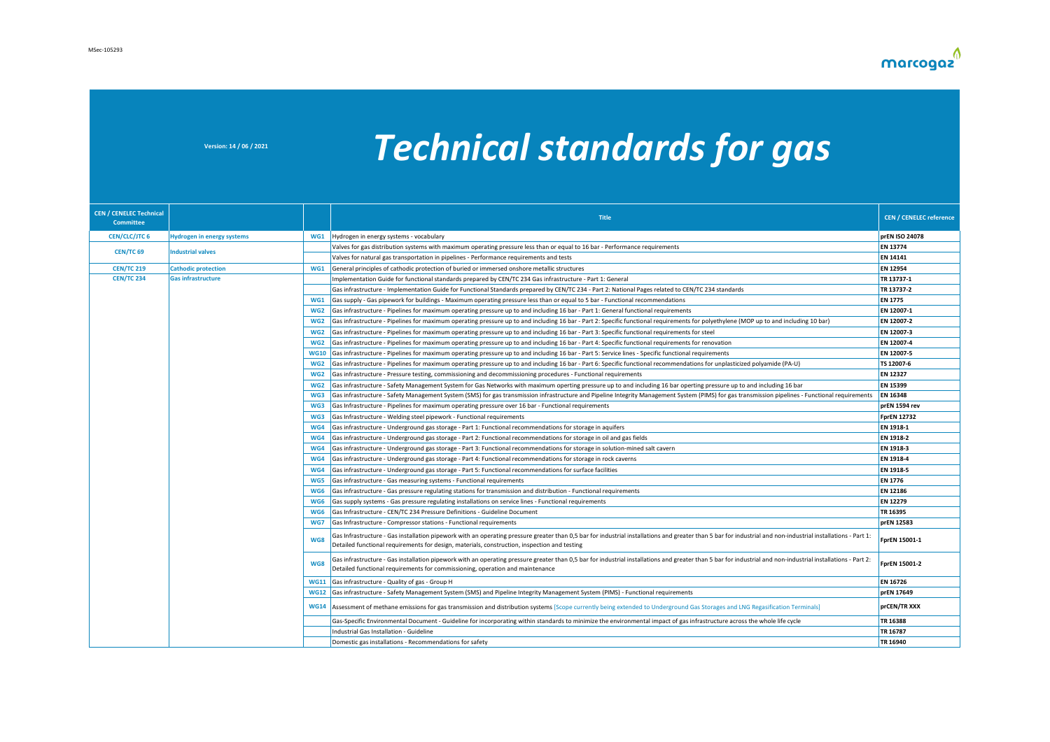Version: 14 / 06 / 2021

# *Technical standards for gas*

| CEN / CENELEC Technical Committee | | | Title | CEN / CENELEC reference |
|---|---|---|---|---|
| CEN/CLC/JTC 6 | Hydrogen in energy systems | WG1 | Hydrogen in energy systems - vocabulary | prEN ISO 24078 |
| CEN/TC 69 | Industrial valves | | Valves for gas distribution systems with maximum operating pressure less than or equal to 16 bar - Performance requirements | EN 13774 |
| | | | Valves for natural gas transportation in pipelines - Performance requirements and tests | EN 14141 |
| CEN/TC 219 | Cathodic protection | WG1 | General principles of cathodic protection of buried or immersed onshore metallic structures | EN 12954 |
| CEN/TC 234 | Gas infrastructure | | Implementation Guide for functional standards prepared by CEN/TC 234 Gas infrastructure - Part 1: General | TR 13737-1 |
| | | | Gas infrastructure - Implementation Guide for Functional Standards prepared by CEN/TC 234 - Part 2: National Pages related to CEN/TC 234 standards | TR 13737-2 |
| | | WG1 | Gas supply - Gas pipework for buildings - Maximum operating pressure less than or equal to 5 bar - Functional recommendations | EN 1775 |
| | | WG2 | Gas infrastructure - Pipelines for maximum operating pressure up to and including 16 bar - Part 1: General functional requirements | EN 12007-1 |
| | | WG2 | Gas infrastructure - Pipelines for maximum operating pressure up to and including 16 bar - Part 2: Specific functional requirements for polyethylene (MOP up to and including 10 bar) | EN 12007-2 |
| | | WG2 | Gas infrastructure - Pipelines for maximum operating pressure up to and including 16 bar - Part 3: Specific functional requirements for steel | EN 12007-3 |
| | | WG2 | Gas infrastructure - Pipelines for maximum operating pressure up to and including 16 bar - Part 4: Specific functional requirements for renovation | EN 12007-4 |
| | | WG10 | Gas infrastructure - Pipelines for maximum operating pressure up to and including 16 bar - Part 5: Service lines - Specific functional requirements | EN 12007-5 |
| | | WG2 | Gas infrastructure - Pipelines for maximum operating pressure up to and including 16 bar - Part 6: Specific functional recommendations for unplasticized polyamide (PA-U) | TS 12007-6 |
| | | WG2 | Gas infrastructure - Pressure testing, commissioning and decommissioning procedures - Functional requirements | EN 12327 |
| | | WG2 | Gas infrastructure - Safety Management System for Gas Networks with maximum operting pressure up to and including 16 bar operting pressure up to and including 16 bar | EN 15399 |
| | | WG3 | Gas infrastructure - Safety Management System (SMS) for gas transmission infrastructure and Pipeline Integrity Management System (PIMS) for gas transmission pipelines - Functional requirements | EN 16348 |
| | | WG3 | Gas Infrastructure - Pipelines for maximum operating pressure over 16 bar - Functional requirements | prEN 1594 rev |
| | | WG3 | Gas Infrastructure - Welding steel pipework - Functional requirements | FprEN 12732 |
| | | WG4 | Gas infrastructure - Underground gas storage - Part 1: Functional recommendations for storage in aquifers | EN 1918-1 |
| | | WG4 | Gas infrastructure - Underground gas storage - Part 2: Functional recommendations for storage in oil and gas fields | EN 1918-2 |
| | | WG4 | Gas infrastructure - Underground gas storage - Part 3: Functional recommendations for storage in solution-mined salt cavern | EN 1918-3 |
| | | WG4 | Gas infrastructure - Underground gas storage - Part 4: Functional recommendations for storage in rock caverns | EN 1918-4 |
| | | WG4 | Gas infrastructure - Underground gas storage - Part 5: Functional recommendations for surface facilities | EN 1918-5 |
| | | WG5 | Gas infrastructure - Gas measuring systems - Functional requirements | EN 1776 |
| | | WG6 | Gas infrastructure - Gas pressure regulating stations for transmission and distribution - Functional requirements | EN 12186 |
| | | WG6 | Gas supply systems - Gas pressure regulating installations on service lines - Functional requirements | EN 12279 |
| | | WG6 | Gas Infrastructure - CEN/TC 234 Pressure Definitions - Guideline Document | TR 16395 |
| | | WG7 | Gas Infrastructure - Compressor stations - Functional requirements | prEN 12583 |
| | | WG8 | Gas Infrastructure - Gas installation pipework with an operating pressure greater than 0,5 bar for industrial installations and greater than 5 bar for industrial and non-industrial installations - Part 1: Detailed functional requirements for design, materials, construction, inspection and testing | FprEN 15001-1 |
| | | WG8 | Gas infrastructure - Gas installation pipework with an operating pressure greater than 0,5 bar for industrial installations and greater than 5 bar for industrial and non-industrial installations - Part 2: Detailed functional requirements for commissioning, operation and maintenance | FprEN 15001-2 |
| | | WG11 | Gas infrastructure - Quality of gas - Group H | EN 16726 |
| | | WG12 | Gas infrastructure - Safety Management System (SMS) and Pipeline Integrity Management System (PIMS) - Functional requirements | prEN 17649 |
| | | WG14 | Assessment of methane emissions for gas transmission and distribution systems [Scope currently being extended to Underground Gas Storages and LNG Regasification Terminals] | prCEN/TR XXX |
| | | | Gas-Specific Environmental Document - Guideline for incorporating within standards to minimize the environmental impact of gas infrastructure across the whole life cycle | TR 16388 |
| | | | Industrial Gas Installation - Guideline | TR 16787 |
| | | | Domestic gas installations - Recommendations for safety | TR 16940 |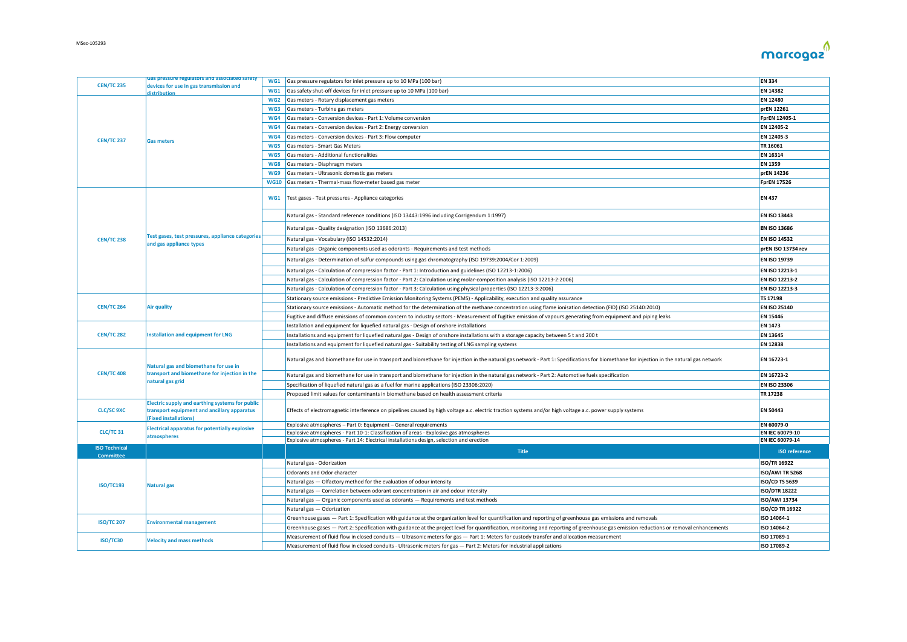| | | | | |
|---|---|---|---|---|
| CEN/TC 235 | Gas pressure regulators and associated safety devices for use in gas transmission and distribution | WG1 | Gas pressure regulators for inlet pressure up to 10 MPa (100 bar) | EN 334 |
| | | WG1 | Gas safety shut-off devices for inlet pressure up to 10 MPa (100 bar) | EN 14382 |
| CEN/TC 237 | Gas meters | WG2 | Gas meters - Rotary displacement gas meters | EN 12480 |
| | | WG3 | Gas meters - Turbine gas meters | prEN 12261 |
| | | WG4 | Gas meters - Conversion devices - Part 1: Volume conversion | FprEN 12405-1 |
| | | WG4 | Gas meters - Conversion devices - Part 2: Energy conversion | EN 12405-2 |
| | | WG4 | Gas meters - Conversion devices - Part 3: Flow computer | EN 12405-3 |
| | | WG5 | Gas meters - Smart Gas Meters | TR 16061 |
| | | WG5 | Gas meters - Additional functionalities | EN 16314 |
| | | WG8 | Gas meters - Diaphragm meters | EN 1359 |
| | | WG9 | Gas meters - Ultrasonic domestic gas meters | prEN 14236 |
| | | WG10 | Gas meters - Thermal-mass flow-meter based gas meter | FprEN 17526 |
| CEN/TC 238 | Test gases, test pressures, appliance categories and gas appliance types | WG1 | Test gases - Test pressures - Appliance categories | EN 437 |
| | | | Natural gas - Standard reference conditions (ISO 13443:1996 including Corrigendum 1:1997) | EN ISO 13443 |
| | | | Natural gas - Quality designation (ISO 13686:2013) | EN ISO 13686 |
| | | | Natural gas - Vocabulary (ISO 14532:2014) | EN ISO 14532 |
| | | | Natural gas - Organic components used as odorants - Requirements and test methods | prEN ISO 13734 rev |
| | | | Natural gas - Determination of sulfur compounds using gas chromatography (ISO 19739:2004/Cor 1:2009) | EN ISO 19739 |
| | | | Natural gas - Calculation of compression factor - Part 1: Introduction and guidelines (ISO 12213-1:2006) | EN ISO 12213-1 |
| | | | Natural gas - Calculation of compression factor - Part 2: Calculation using molar-composition analysis (ISO 12213-2:2006) | EN ISO 12213-2 |
| | | | Natural gas - Calculation of compression factor - Part 3: Calculation using physical properties (ISO 12213-3:2006) | EN ISO 12213-3 |
| CEN/TC 264 | Air quality | | Stationary source emissions - Predictive Emission Monitoring Systems (PEMS) - Applicability, execution and quality assurance | TS 17198 |
| | | | Stationary source emissions - Automatic method for the determination of the methane concentration using flame ionisation detection (FID) (ISO 25140:2010) | EN ISO 25140 |
| | | | Fugitive and diffuse emissions of common concern to industry sectors - Measurement of fugitive emission of vapours generating from equipment and piping leaks | EN 15446 |
| CEN/TC 282 | Installation and equipment for LNG | | Installation and equipment for liquefied natural gas - Design of onshore installations | EN 1473 |
| | | | Installations and equipment for liquefied natural gas - Design of onshore installations with a storage capacity between 5 t and 200 t | EN 13645 |
| | | | Installations and equipment for liquefied natural gas - Suitability testing of LNG sampling systems | EN 12838 |
| CEN/TC 408 | Natural gas and biomethane for use in transport and biomethane for injection in the natural gas grid | | Natural gas and biomethane for use in transport and biomethane for injection in the natural gas network - Part 1: Specifications for biomethane for injection in the natural gas network | EN 16723-1 |
| | | | Natural gas and biomethane for use in transport and biomethane for injection in the natural gas network - Part 2: Automotive fuels specification | EN 16723-2 |
| | | | Specification of liquefied natural gas as a fuel for marine applications (ISO 23306:2020) | EN ISO 23306 |
| | | | Proposed limit values for contaminants in biomethane based on health assessment criteria | TR 17238 |
| CLC/SC 9XC | Electric supply and earthing systems for public transport equipment and ancillary apparatus (Fixed installations) | | Effects of electromagnetic interference on pipelines caused by high voltage a.c. electric traction systems and/or high voltage a.c. power supply systems | EN 50443 |
| CLC/TC 31 | Electrical apparatus for potentially explosive atmospheres | | Explosive atmospheres – Part 0: Equipment – General requirements | EN 60079-0 |
| | | | Explosive atmospheres - Part 10-1: Classification of areas - Explosive gas atmospheres | EN IEC 60079-10 |
| | | | Explosive atmospheres - Part 14: Electrical installations design, selection and erection | EN IEC 60079-14 |
| **ISO Technical Committee** | | | **Title** | **ISO reference** |
| ISO/TC193 | Natural gas | | Natural gas - Odorization | ISO/TR 16922 |
| | | | Odorants and Odor character | ISO/AWI TR 5268 |
| | | | Natural gas — Olfactory method for the evaluation of odour intensity | ISO/CD TS 5639 |
| | | | Natural gas — Correlation between odorant concentration in air and odour intensity | ISO/DTR 18222 |
| | | | Natural gas — Organic components used as odorants — Requirements and test methods | ISO/AWI 13734 |
| | | | Natural gas — Odorization | ISO/CD TR 16922 |
| ISO/TC 207 | Environmental management | | Greenhouse gases — Part 1: Specification with guidance at the organization level for quantification and reporting of greenhouse gas emissions and removals | ISO 14064-1 |
| | | | Greenhouse gases — Part 2: Specification with guidance at the project level for quantification, monitoring and reporting of greenhouse gas emission reductions or removal enhancements | ISO 14064-2 |
| ISO/TC30 | Velocity and mass methods | | Measurement of fluid flow in closed conduits — Ultrasonic meters for gas — Part 1: Meters for custody transfer and allocation measurement | ISO 17089-1 |
| | | | Measurement of fluid flow in closed conduits - Ultrasonic meters for gas — Part 2: Meters for industrial applications | ISO 17089-2 |